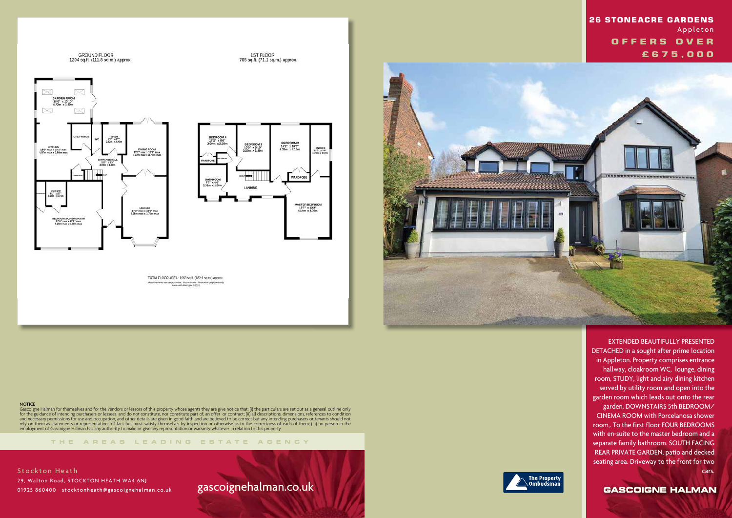# 26 STONEACRE GARDENS

Appleton

## OFFERS OVER £675,000

GROUND FLOOR
1204 sq.ft. (111.8 sq.m.) approx.

1ST FLOOR
765 sq.ft. (71.1 sq.m.) approx.

GARDEN ROOM
15'6" x 10'10"
4.72m x 3.30m

KITCHEN
15'0" max x 13'1" max
4.57m max x 3.98m max

UTILITY ROOM

WC

STUDY
7'0" x 6'7"
2.12m x 2.00m

DINING ROOM
12'2" max x 12'2" max
3.72m max x 3.70m max

ENTRANCE HALL
15'5" x 5'3"
4.69m x 1.60m

CUPBOARD

UP

ENSUITE
6'2" x 5'7"
1.90m x 1.71m

BEDROOM 5/CINEMA ROOM
17'4" max x 17'1" max
5.28m max x 5.18m max

LOUNGE
17'3" max x 12'2" max
5.25m max x 3.70m max

BEDROOM 4
10'2" x 8'6"
3.09m x 2.59m

WARDROBE

BEDROOM 3
10'9" x 8'10"
3.27m x 2.69m

BEDROOM 2
14'2" x 10'5"
4.31m x 3.17m

ENSUITE
5'10" x 5'6"
1.79m x 1.67m

BATHROOM
7'7" x 6'6"
2.31m x 1.98m

DOWN

LANDING

WARDROBE

MASTER BEDROOM
13'7" x 12'2"
4.14m x 3.70m

TOTAL FLOOR AREA : 1969 sq.ft. (182.9 sq.m.) approx.
Measurements are approximate. Not to scale. Illustrative purposes only.
Made with Metropix ©2022

EXTENDED BEAUTIFULLY PRESENTED DETACHED in a sought after prime location in Appleton. Property comprises entrance hallway, cloakroom WC, lounge, dining room, STUDY, light and airy dining kitchen served by utility room and open into the garden room which leads out onto the rear garden. DOWNSTAIRS 5th BEDROOM/ CINEMA ROOM with Porcelanosa shower room,. To the first floor FOUR BEDROOMS with en-suite to the master bedroom and a separate family bathroom. SOUTH FACING REAR PRIVATE GARDEN, patio and decked seating area. Driveway to the front for two cars.

NOTICE
Gascoigne Halman for themselves and for the vendors or lessors of this property whose agents they are give notice that: (i) the particulars are set out as a general outline only for the guidance of intending purchasers or lessees, and do not constitute, nor constitute part of, an offer or contract; (ii) all descriptions, dimensions, references to condition and necessary permissions for use and occupation, and other details are given in good faith and are believed to be correct but any intending purchasers or tenants should not rely on them as statements or representations of fact but must satisfy themselves by inspection or otherwise as to the correctness of each of them; (iii) no person in the employment of Gascoigne Halman has any authority to make or give any representation or warranty whatever in relation to this property.

THE AREAS LEADING ESTATE AGENCY

Stockton Heath
29, Walton Road, STOCKTON HEATH WA4 6NJ
01925 860400 stocktonheath@gascoignehalman.co.uk

gascoignehalman.co.uk

The Property Ombudsman

GASCOIGNE HALMAN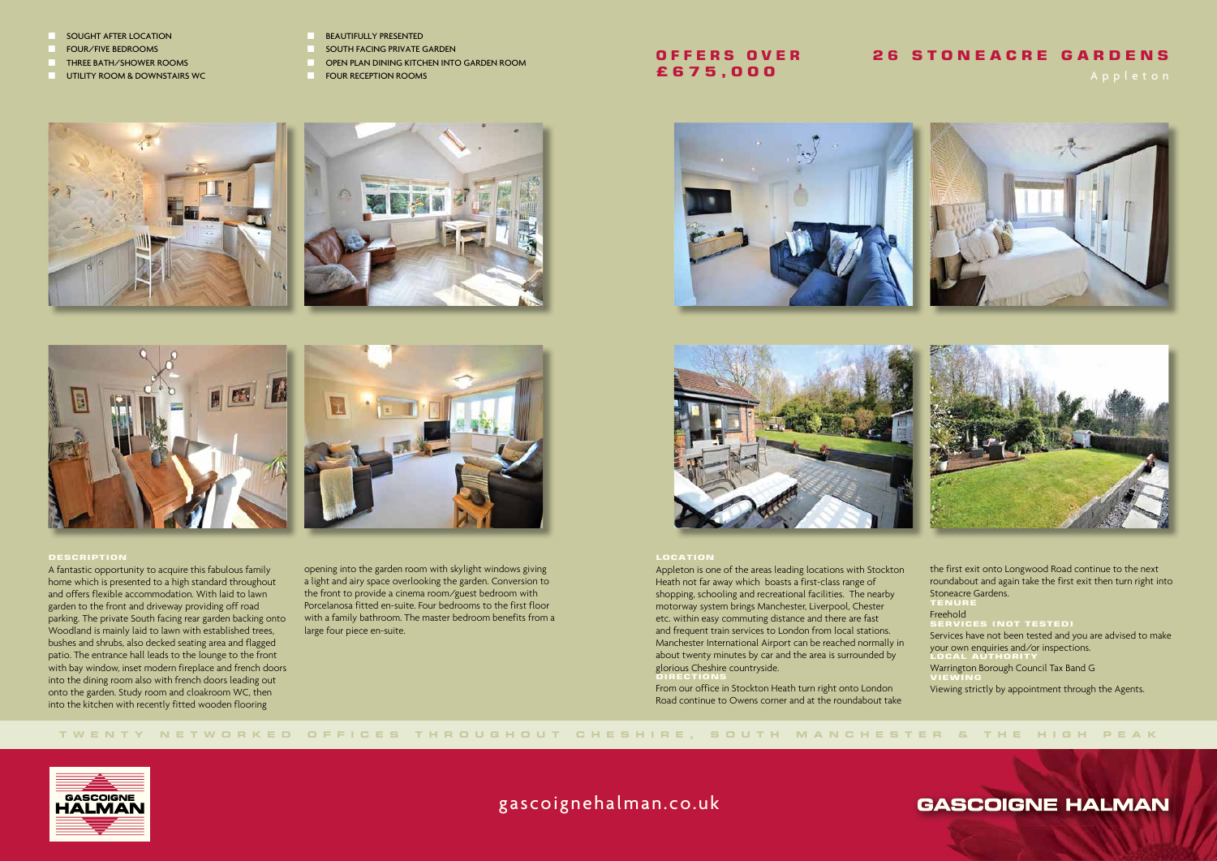- SOUGHT AFTER LOCATION
- FOUR/FIVE BEDROOMS
- THREE BATH/SHOWER ROOMS
- UTILITY ROOM & DOWNSTAIRS WC
- BEAUTIFULLY PRESENTED
- SOUTH FACING PRIVATE GARDEN
- OPEN PLAN DINING KITCHEN INTO GARDEN ROOM
- FOUR RECEPTION ROOMS

## OFFERS OVER £675,000

# 26 STONEACRE GARDENS

Appleton

### DESCRIPTION

A fantastic opportunity to acquire this fabulous family home which is presented to a high standard throughout and offers flexible accommodation. With laid to lawn garden to the front and driveway providing off road parking. The private South facing rear garden backing onto Woodland is mainly laid to lawn with established trees, bushes and shrubs, also decked seating area and flagged patio. The entrance hall leads to the lounge to the front with bay window, inset modern fireplace and french doors into the dining room also with french doors leading out onto the garden. Study room and cloakroom WC, then into the kitchen with recently fitted wooden flooring opening into the garden room with skylight windows giving a light and airy space overlooking the garden. Conversion to the front to provide a cinema room/guest bedroom with Porcelanosa fitted en-suite. Four bedrooms to the first floor with a family bathroom. The master bedroom benefits from a large four piece en-suite.

### LOCATION

Appleton is one of the areas leading locations with Stockton Heath not far away which boasts a first-class range of shopping, schooling and recreational facilities. The nearby motorway system brings Manchester, Liverpool, Chester etc. within easy commuting distance and there are fast and frequent train services to London from local stations. Manchester International Airport can be reached normally in about twenty minutes by car and the area is surrounded by glorious Cheshire countryside.

### DIRECTIONS

From our office in Stockton Heath turn right onto London Road continue to Owens corner and at the roundabout take the first exit onto Longwood Road continue to the next roundabout and again take the first exit then turn right into Stoneacre Gardens.

### TENURE

Freehold

### SERVICES (NOT TESTED)

Services have not been tested and you are advised to make your own enquiries and/or inspections.

### LOCAL AUTHORITY

Warrington Borough Council Tax Band G

### VIEWING

Viewing strictly by appointment through the Agents.

TWENTY NETWORKED OFFICES THROUGHOUT CHESHIRE, SOUTH MANCHESTER & THE HIGH PEAK

gascoignehalman.co.uk

GASCOIGNE HALMAN